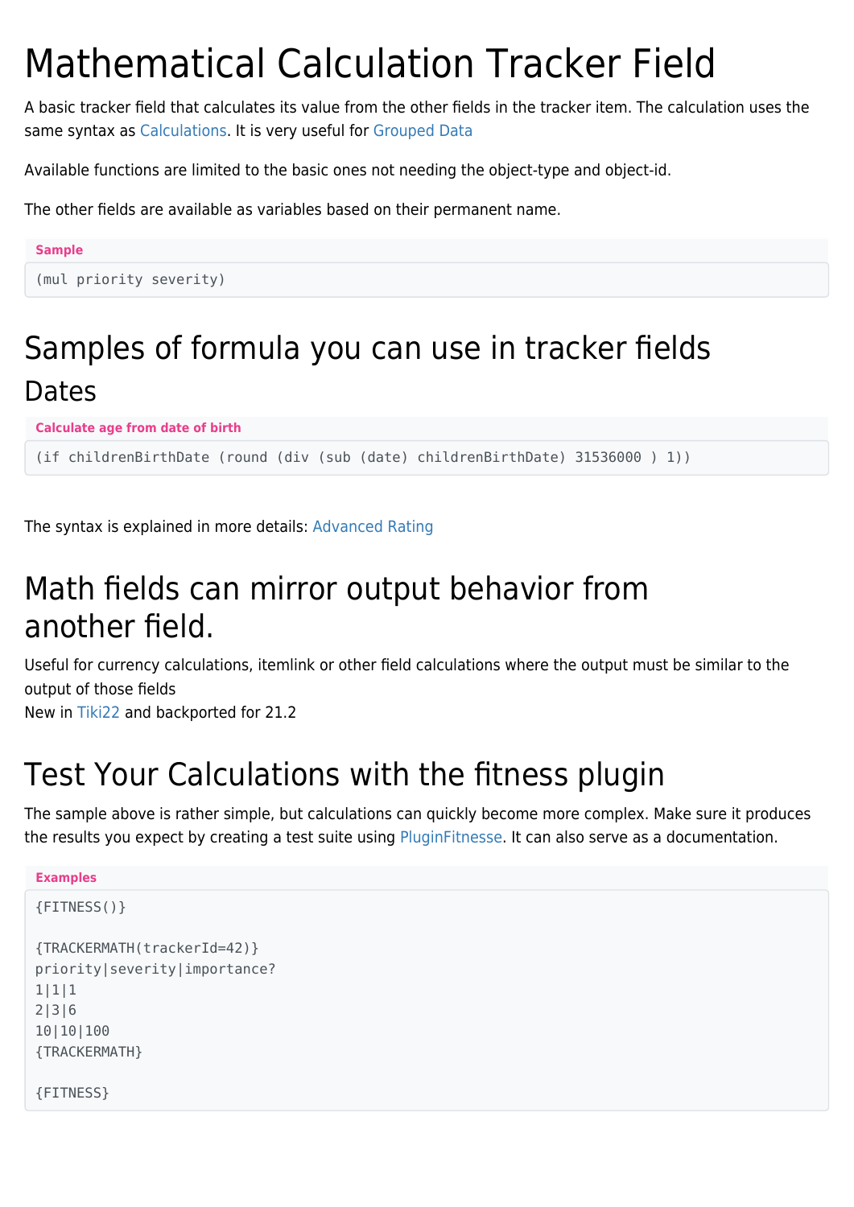# Mathematical Calculation Tracker Field

A basic tracker field that calculates its value from the other fields in the tracker item. The calculation uses the same syntax as Calculations. It is very useful for Grouped Data

Available functions are limited to the basic ones not needing the object-type and object-id.

The other fields are available as variables based on their permanent name.

**Sample**

```
(mul priority severity)
```

## Samples of formula you can use in tracker fields

### Dates

**Calculate age from date of birth**

```
(if childrenBirthDate (round (div (sub (date) childrenBirthDate) 31536000 ) 1))
```

The syntax is explained in more details: Advanced Rating

## Math fields can mirror output behavior from another field.

Useful for currency calculations, itemlink or other field calculations where the output must be similar to the output of those fields
New in Tiki22 and backported for 21.2

## Test Your Calculations with the fitness plugin

The sample above is rather simple, but calculations can quickly become more complex. Make sure it produces the results you expect by creating a test suite using PluginFitnesse. It can also serve as a documentation.

**Examples**

```
{FITNESS()}

{TRACKERMATH(trackerId=42)}
priority|severity|importance?
1|1|1
2|3|6
10|10|100
{TRACKERMATH}

{FITNESS}
```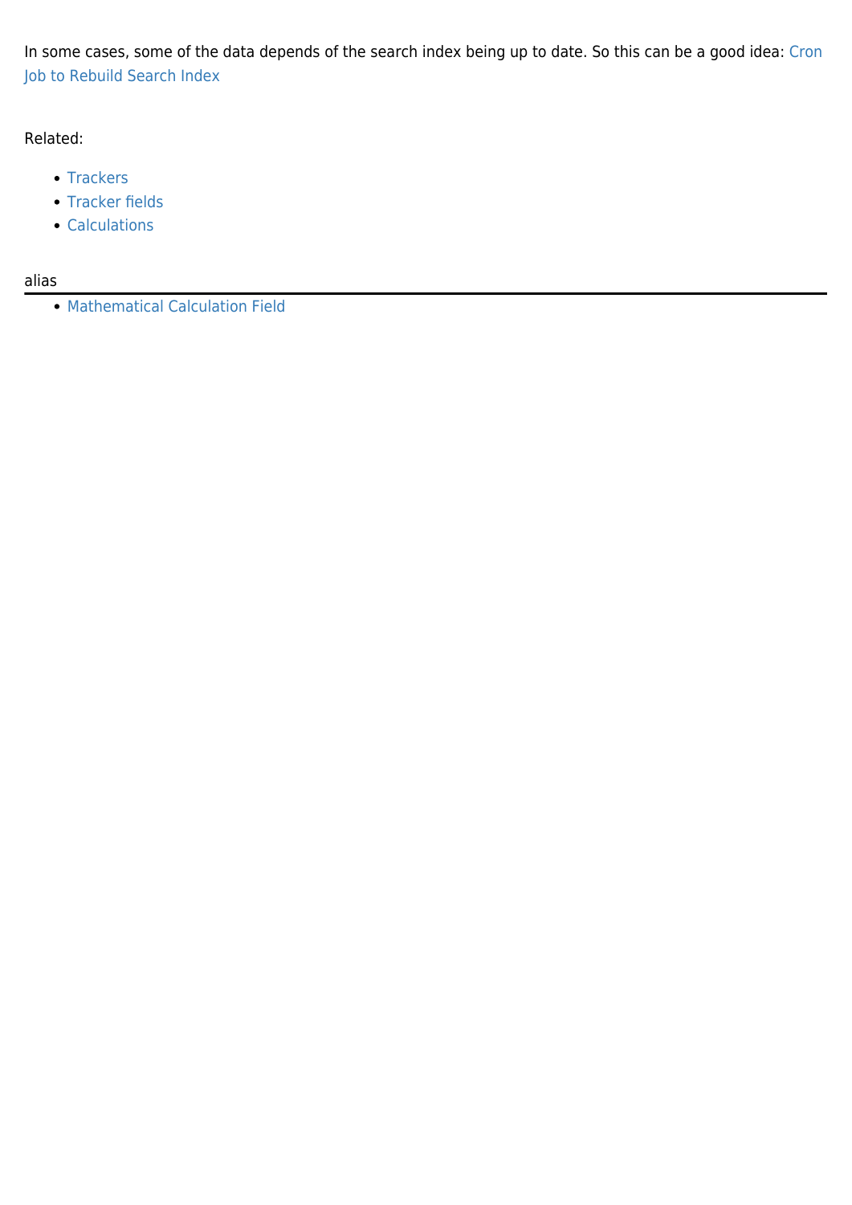In some cases, some of the data depends of the search index being up to date. So this can be a good idea: Cron Job to Rebuild Search Index

Related:

- Trackers
- Tracker fields
- Calculations

alias

---

- Mathematical Calculation Field